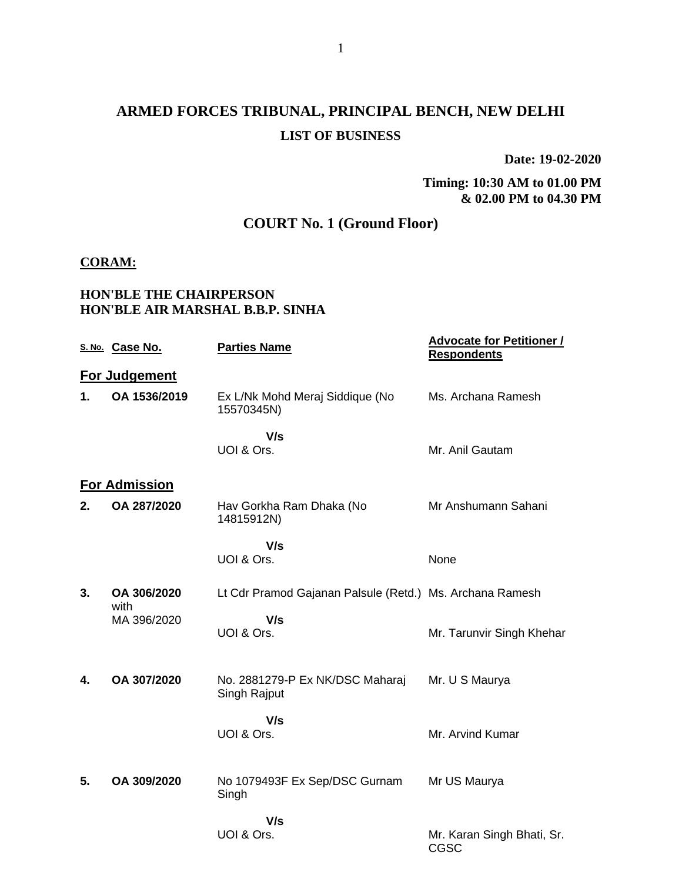# ARMED FORCES TRIBUNAL, PRINCIPAL BENCH, NEW DELHI

## LIST OF BUSINESS

**Date: 19-02-2020**

**Timing: 10:30 AM to 01.00 PM & 02.00 PM to 04.30 PM**

## COURT No. 1 (Ground Floor)

**CORAM:**

**HON'BLE THE CHAIRPERSON**
**HON'BLE AIR MARSHAL B.B.P. SINHA**

| S. No. | Case No. | Parties Name | Advocate for Petitioner / Respondents |
|---|---|---|---|
| **For Judgement** | | | |
| **1.** | **OA 1536/2019** | Ex L/Nk Mohd Meraj Siddique (No 15570345N) | Ms. Archana Ramesh |
| | | **V/s** UOI & Ors. | Mr. Anil Gautam |
| **For Admission** | | | |
| **2.** | **OA 287/2020** | Hav Gorkha Ram Dhaka (No 14815912N) | Mr Anshumann Sahani |
| | | **V/s** UOI & Ors. | None |
| **3.** | **OA 306/2020** with MA 396/2020 | Lt Cdr Pramod Gajanan Palsule (Retd.) | Ms. Archana Ramesh |
| | | **V/s** UOI & Ors. | Mr. Tarunvir Singh Khehar |
| **4.** | **OA 307/2020** | No. 2881279-P Ex NK/DSC Maharaj Singh Rajput | Mr. U S Maurya |
| | | **V/s** UOI & Ors. | Mr. Arvind Kumar |
| **5.** | **OA 309/2020** | No 1079493F Ex Sep/DSC Gurnam Singh | Mr US Maurya |
| | | **V/s** UOI & Ors. | Mr. Karan Singh Bhati, Sr. CGSC |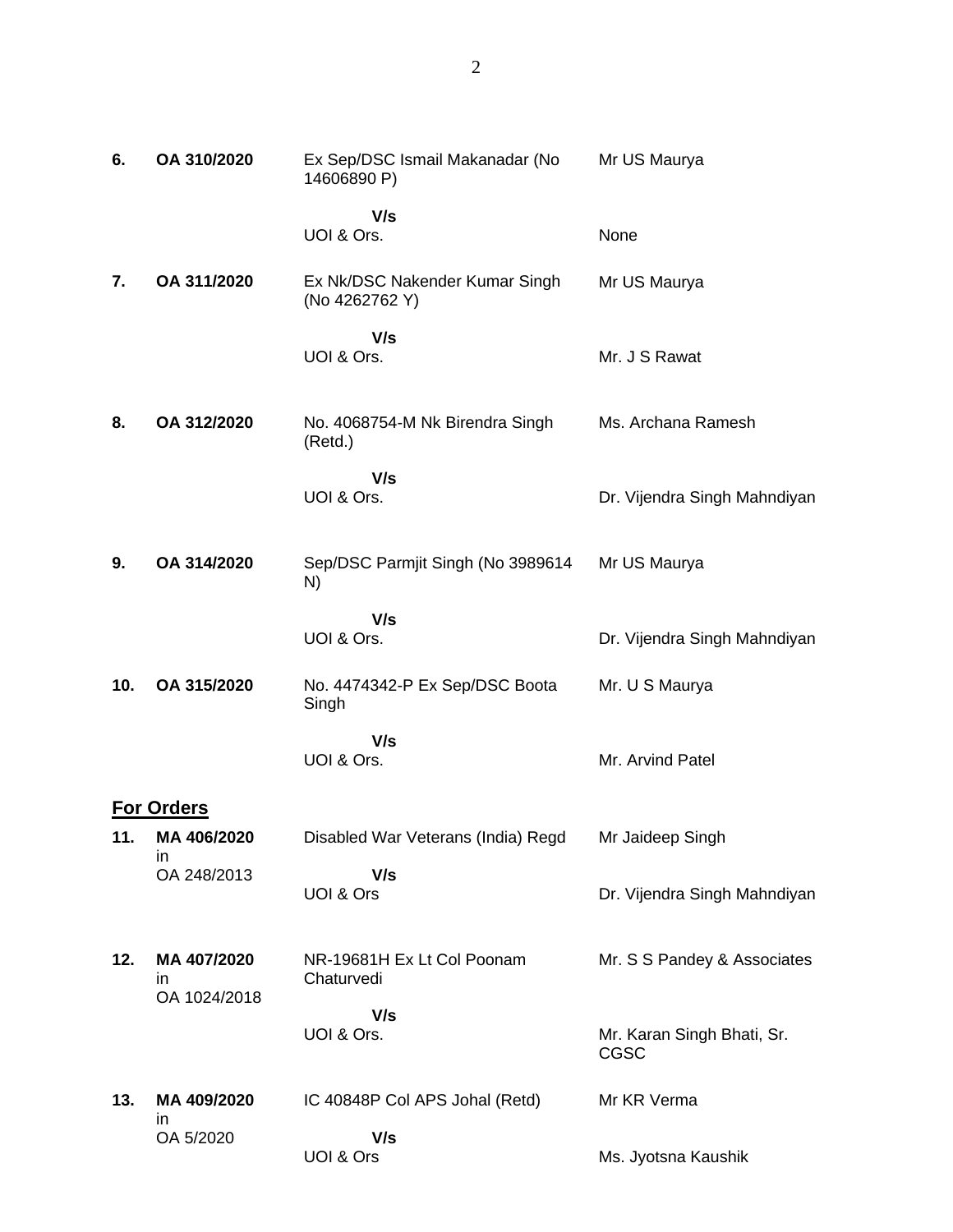| | | | |
|---|---|---|---|
| **6.** | **OA 310/2020** | Ex Sep/DSC Ismail Makanadar (No 14606890 P) | Mr US Maurya |
| | | **V/s** | |
| | | UOI & Ors. | None |
| **7.** | **OA 311/2020** | Ex Nk/DSC Nakender Kumar Singh (No 4262762 Y) | Mr US Maurya |
| | | **V/s** | |
| | | UOI & Ors. | Mr. J S Rawat |
| **8.** | **OA 312/2020** | No. 4068754-M Nk Birendra Singh (Retd.) | Ms. Archana Ramesh |
| | | **V/s** | |
| | | UOI & Ors. | Dr. Vijendra Singh Mahndiyan |
| **9.** | **OA 314/2020** | Sep/DSC Parmjit Singh (No 3989614 N) | Mr US Maurya |
| | | **V/s** | |
| | | UOI & Ors. | Dr. Vijendra Singh Mahndiyan |
| **10.** | **OA 315/2020** | No. 4474342-P Ex Sep/DSC Boota Singh | Mr. U S Maurya |
| | | **V/s** | |
| | | UOI & Ors. | Mr. Arvind Patel |

**For Orders**

| | | | |
|---|---|---|---|
| **11.** | **MA 406/2020** in OA 248/2013 | Disabled War Veterans (India) Regd | Mr Jaideep Singh |
| | | **V/s** | |
| | | UOI & Ors | Dr. Vijendra Singh Mahndiyan |
| **12.** | **MA 407/2020** in OA 1024/2018 | NR-19681H Ex Lt Col Poonam Chaturvedi | Mr. S S Pandey & Associates |
| | | **V/s** | |
| | | UOI & Ors. | Mr. Karan Singh Bhati, Sr. CGSC |
| **13.** | **MA 409/2020** in OA 5/2020 | IC 40848P Col APS Johal (Retd) | Mr KR Verma |
| | | **V/s** | |
| | | UOI & Ors | Ms. Jyotsna Kaushik |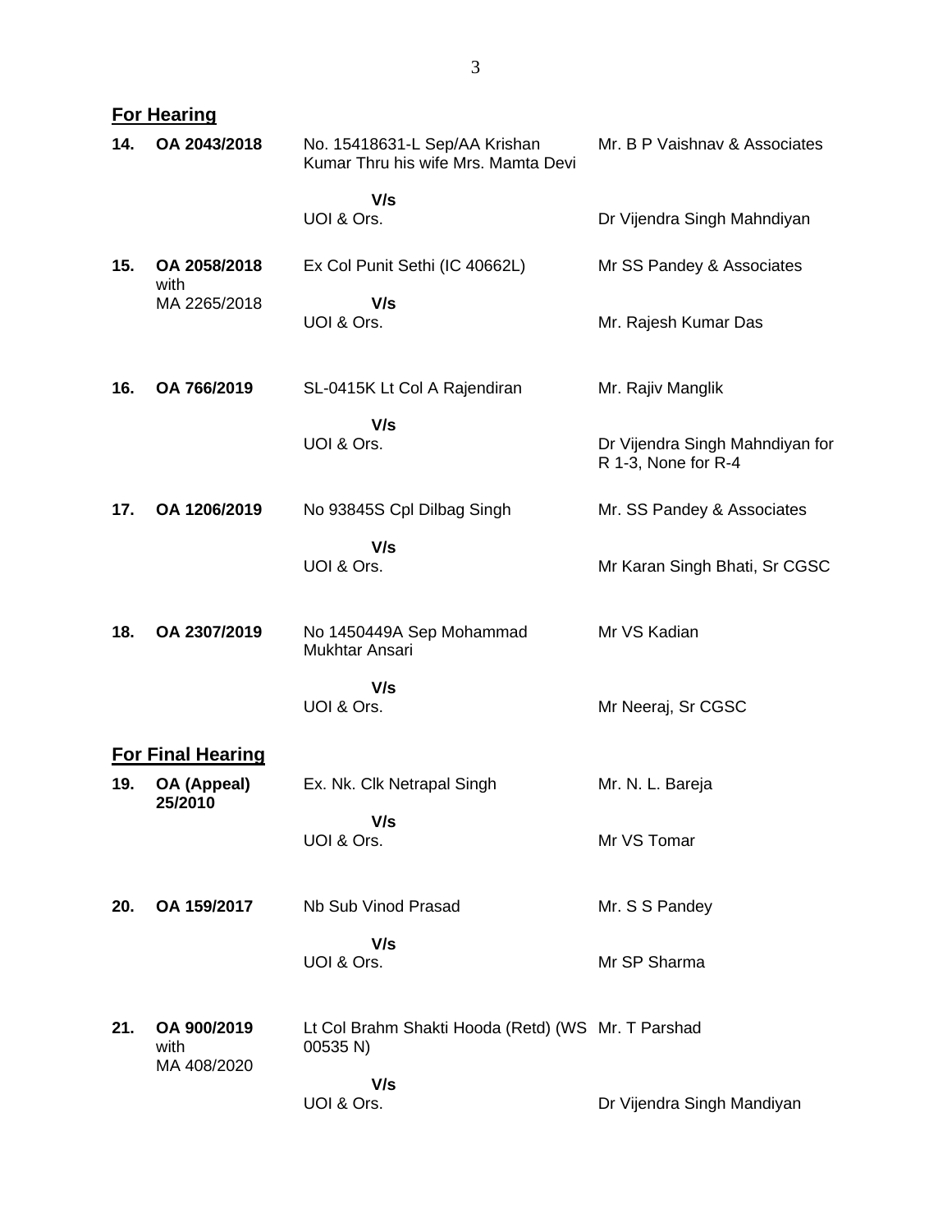**For Hearing**

| | | | |
|---|---|---|---|
| **14.** | **OA 2043/2018** | No. 15418631-L Sep/AA Krishan Kumar Thru his wife Mrs. Mamta Devi | Mr. B P Vaishnav & Associates |
| | | **V/s** | |
| | | UOI & Ors. | Dr Vijendra Singh Mahndiyan |
| **15.** | **OA 2058/2018** with MA 2265/2018 | Ex Col Punit Sethi (IC 40662L) | Mr SS Pandey & Associates |
| | | **V/s** | |
| | | UOI & Ors. | Mr. Rajesh Kumar Das |
| **16.** | **OA 766/2019** | SL-0415K Lt Col A Rajendiran | Mr. Rajiv Manglik |
| | | **V/s** | |
| | | UOI & Ors. | Dr Vijendra Singh Mahndiyan for R 1-3, None for R-4 |
| **17.** | **OA 1206/2019** | No 93845S Cpl Dilbag Singh | Mr. SS Pandey & Associates |
| | | **V/s** | |
| | | UOI & Ors. | Mr Karan Singh Bhati, Sr CGSC |
| **18.** | **OA 2307/2019** | No 1450449A Sep Mohammad Mukhtar Ansari | Mr VS Kadian |
| | | **V/s** | |
| | | UOI & Ors. | Mr Neeraj, Sr CGSC |

**For Final Hearing**

| | | | |
|---|---|---|---|
| **19.** | **OA (Appeal) 25/2010** | Ex. Nk. Clk Netrapal Singh | Mr. N. L. Bareja |
| | | **V/s** | |
| | | UOI & Ors. | Mr VS Tomar |
| **20.** | **OA 159/2017** | Nb Sub Vinod Prasad | Mr. S S Pandey |
| | | **V/s** | |
| | | UOI & Ors. | Mr SP Sharma |
| **21.** | **OA 900/2019** with MA 408/2020 | Lt Col Brahm Shakti Hooda (Retd) (WS 00535 N) | Mr. T Parshad |
| | | **V/s** | |
| | | UOI & Ors. | Dr Vijendra Singh Mandiyan |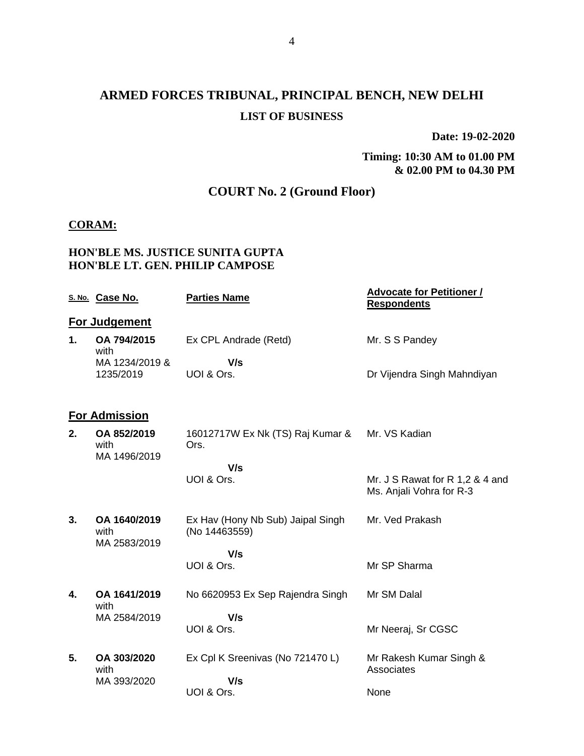# ARMED FORCES TRIBUNAL, PRINCIPAL BENCH, NEW DELHI

## LIST OF BUSINESS

**Date: 19-02-2020**

**Timing: 10:30 AM to 01.00 PM & 02.00 PM to 04.30 PM**

## COURT No. 2 (Ground Floor)

**CORAM:**

**HON'BLE MS. JUSTICE SUNITA GUPTA**
**HON'BLE LT. GEN. PHILIP CAMPOSE**

| S. No. | Case No. | Parties Name | Advocate for Petitioner / Respondents |
|---|---|---|---|
| | **For Judgement** | | |
| 1. | **OA 794/2015** with MA 1234/2019 & 1235/2019 | Ex CPL Andrade (Retd) **V/s** UOI & Ors. | Mr. S S Pandey / Dr Vijendra Singh Mahndiyan |
| | **For Admission** | | |
| 2. | **OA 852/2019** with MA 1496/2019 | 16012717W Ex Nk (TS) Raj Kumar & Ors. **V/s** UOI & Ors. | Mr. VS Kadian / Mr. J S Rawat for R 1,2 & 4 and Ms. Anjali Vohra for R-3 |
| 3. | **OA 1640/2019** with MA 2583/2019 | Ex Hav (Hony Nb Sub) Jaipal Singh (No 14463559) **V/s** UOI & Ors. | Mr. Ved Prakash / Mr SP Sharma |
| 4. | **OA 1641/2019** with MA 2584/2019 | No 6620953 Ex Sep Rajendra Singh **V/s** UOI & Ors. | Mr SM Dalal / Mr Neeraj, Sr CGSC |
| 5. | **OA 303/2020** with MA 393/2020 | Ex Cpl K Sreenivas (No 721470 L) **V/s** UOI & Ors. | Mr Rakesh Kumar Singh & Associates / None |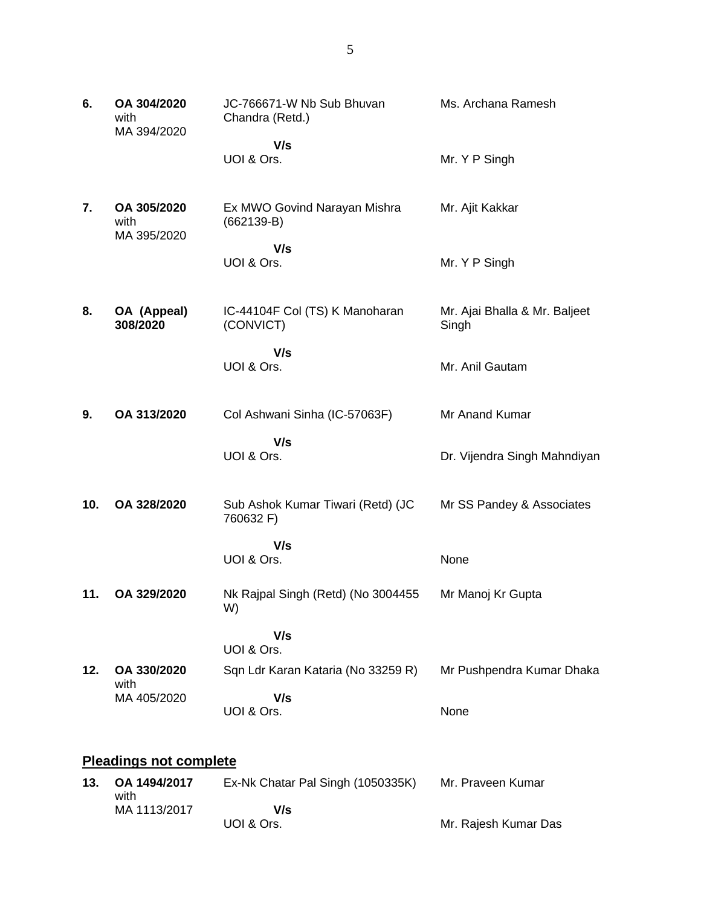| | | | |
|---|---|---|---|
| **6.** | **OA 304/2020** with MA 394/2020 | JC-766671-W Nb Sub Bhuvan Chandra (Retd.) | Ms. Archana Ramesh |
| | | **V/s** UOI & Ors. | Mr. Y P Singh |
| **7.** | **OA 305/2020** with MA 395/2020 | Ex MWO Govind Narayan Mishra (662139-B) | Mr. Ajit Kakkar |
| | | **V/s** UOI & Ors. | Mr. Y P Singh |
| **8.** | **OA (Appeal) 308/2020** | IC-44104F Col (TS) K Manoharan (CONVICT) | Mr. Ajai Bhalla & Mr. Baljeet Singh |
| | | **V/s** UOI & Ors. | Mr. Anil Gautam |
| **9.** | **OA 313/2020** | Col Ashwani Sinha (IC-57063F) | Mr Anand Kumar |
| | | **V/s** UOI & Ors. | Dr. Vijendra Singh Mahndiyan |
| **10.** | **OA 328/2020** | Sub Ashok Kumar Tiwari (Retd) (JC 760632 F) | Mr SS Pandey & Associates |
| | | **V/s** UOI & Ors. | None |
| **11.** | **OA 329/2020** | Nk Rajpal Singh (Retd) (No 3004455 W) | Mr Manoj Kr Gupta |
| | | **V/s** UOI & Ors. | |
| **12.** | **OA 330/2020** with MA 405/2020 | Sqn Ldr Karan Kataria (No 33259 R) | Mr Pushpendra Kumar Dhaka |
| | | **V/s** UOI & Ors. | None |

## Pleadings not complete

| | | | |
|---|---|---|---|
| **13.** | **OA 1494/2017** with MA 1113/2017 | Ex-Nk Chatar Pal Singh (1050335K) | Mr. Praveen Kumar |
| | | **V/s** UOI & Ors. | Mr. Rajesh Kumar Das |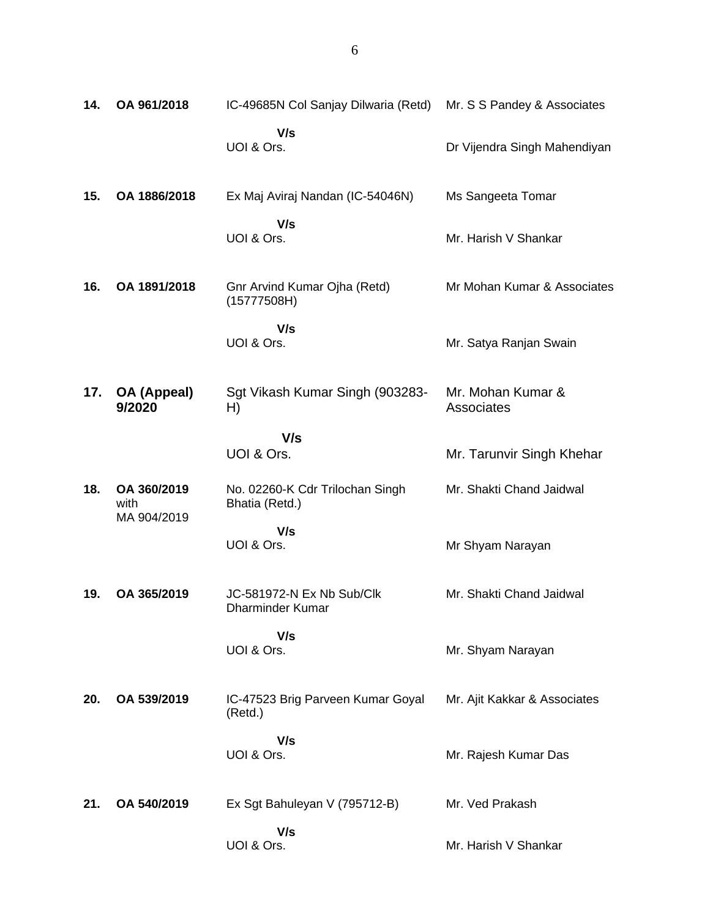| | | | |
|---|---|---|---|
| **14.** | **OA 961/2018** | IC-49685N Col Sanjay Dilwaria (Retd)<br>**V/s**<br>UOI & Ors. | Mr. S S Pandey & Associates<br><br>Dr Vijendra Singh Mahendiyan |
| **15.** | **OA 1886/2018** | Ex Maj Aviraj Nandan (IC-54046N)<br>**V/s**<br>UOI & Ors. | Ms Sangeeta Tomar<br><br>Mr. Harish V Shankar |
| **16.** | **OA 1891/2018** | Gnr Arvind Kumar Ojha (Retd) (15777508H)<br>**V/s**<br>UOI & Ors. | Mr Mohan Kumar & Associates<br><br>Mr. Satya Ranjan Swain |
| **17.** | **OA (Appeal) 9/2020** | Sgt Vikash Kumar Singh (903283-H)<br>**V/s**<br>UOI & Ors. | Mr. Mohan Kumar & Associates<br><br>Mr. Tarunvir Singh Khehar |
| **18.** | **OA 360/2019** with MA 904/2019 | No. 02260-K Cdr Trilochan Singh Bhatia (Retd.)<br>**V/s**<br>UOI & Ors. | Mr. Shakti Chand Jaidwal<br><br>Mr Shyam Narayan |
| **19.** | **OA 365/2019** | JC-581972-N Ex Nb Sub/Clk Dharminder Kumar<br>**V/s**<br>UOI & Ors. | Mr. Shakti Chand Jaidwal<br><br>Mr. Shyam Narayan |
| **20.** | **OA 539/2019** | IC-47523 Brig Parveen Kumar Goyal (Retd.)<br>**V/s**<br>UOI & Ors. | Mr. Ajit Kakkar & Associates<br><br>Mr. Rajesh Kumar Das |
| **21.** | **OA 540/2019** | Ex Sgt Bahuleyan V (795712-B)<br>**V/s**<br>UOI & Ors. | Mr. Ved Prakash<br><br>Mr. Harish V Shankar |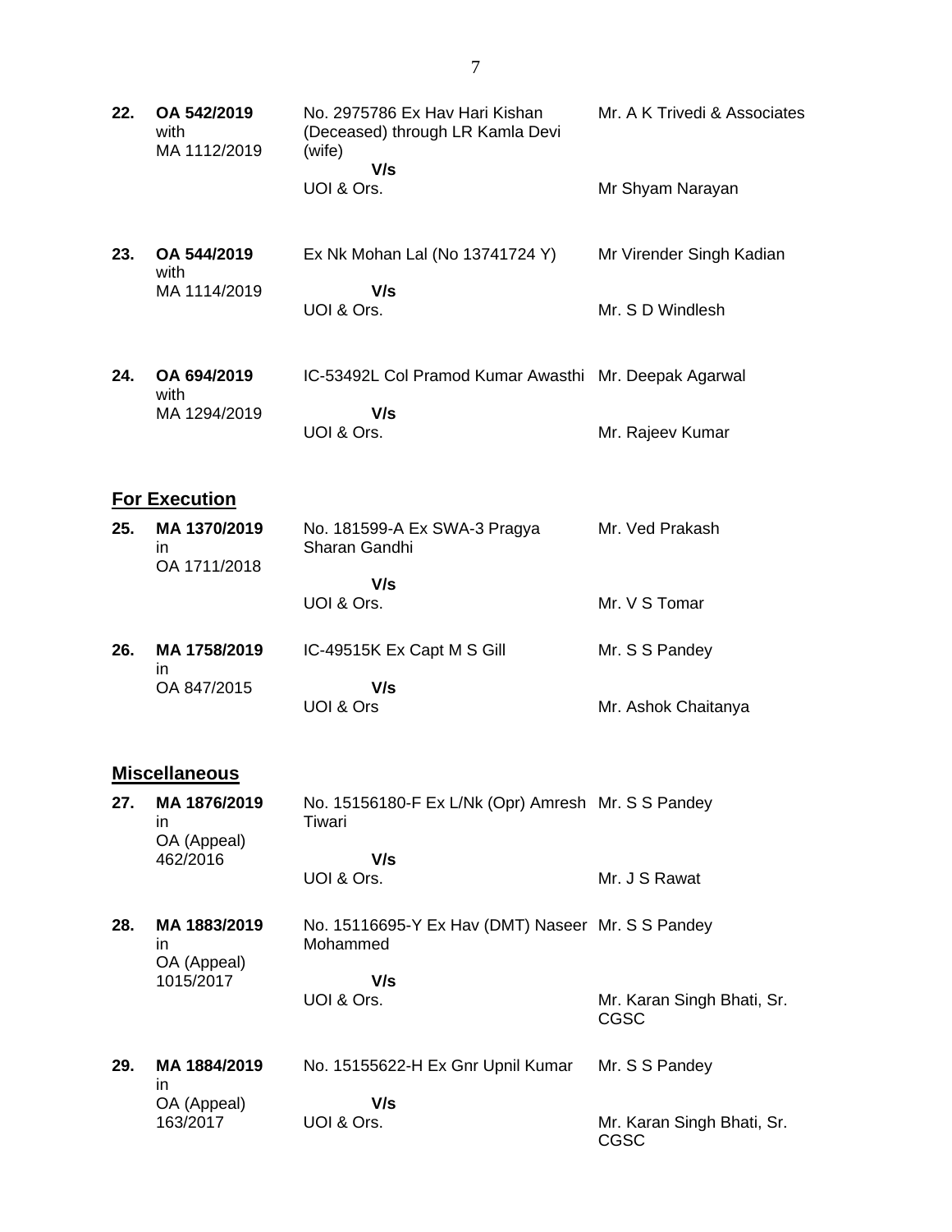| | | | |
|---|---|---|---|
| **22.** | **OA 542/2019** with MA 1112/2019 | No. 2975786 Ex Hav Hari Kishan (Deceased) through LR Kamla Devi (wife) **V/s** UOI & Ors. | Mr. A K Trivedi & Associates<br><br>Mr Shyam Narayan |
| **23.** | **OA 544/2019** with MA 1114/2019 | Ex Nk Mohan Lal (No 13741724 Y) **V/s** UOI & Ors. | Mr Virender Singh Kadian<br><br>Mr. S D Windlesh |
| **24.** | **OA 694/2019** with MA 1294/2019 | IC-53492L Col Pramod Kumar Awasthi **V/s** UOI & Ors. | Mr. Deepak Agarwal<br><br>Mr. Rajeev Kumar |

**For Execution**

| | | | |
|---|---|---|---|
| **25.** | **MA 1370/2019** in OA 1711/2018 | No. 181599-A Ex SWA-3 Pragya Sharan Gandhi **V/s** UOI & Ors. | Mr. Ved Prakash<br><br>Mr. V S Tomar |
| **26.** | **MA 1758/2019** in OA 847/2015 | IC-49515K Ex Capt M S Gill **V/s** UOI & Ors | Mr. S S Pandey<br><br>Mr. Ashok Chaitanya |

**Miscellaneous**

| | | | |
|---|---|---|---|
| **27.** | **MA 1876/2019** in OA (Appeal) 462/2016 | No. 15156180-F Ex L/Nk (Opr) Amresh Tiwari **V/s** UOI & Ors. | Mr. S S Pandey<br><br>Mr. J S Rawat |
| **28.** | **MA 1883/2019** in OA (Appeal) 1015/2017 | No. 15116695-Y Ex Hav (DMT) Naseer Mohammed **V/s** UOI & Ors. | Mr. S S Pandey<br><br>Mr. Karan Singh Bhati, Sr. CGSC |
| **29.** | **MA 1884/2019** in OA (Appeal) 163/2017 | No. 15155622-H Ex Gnr Upnil Kumar **V/s** UOI & Ors. | Mr. S S Pandey<br><br>Mr. Karan Singh Bhati, Sr. CGSC |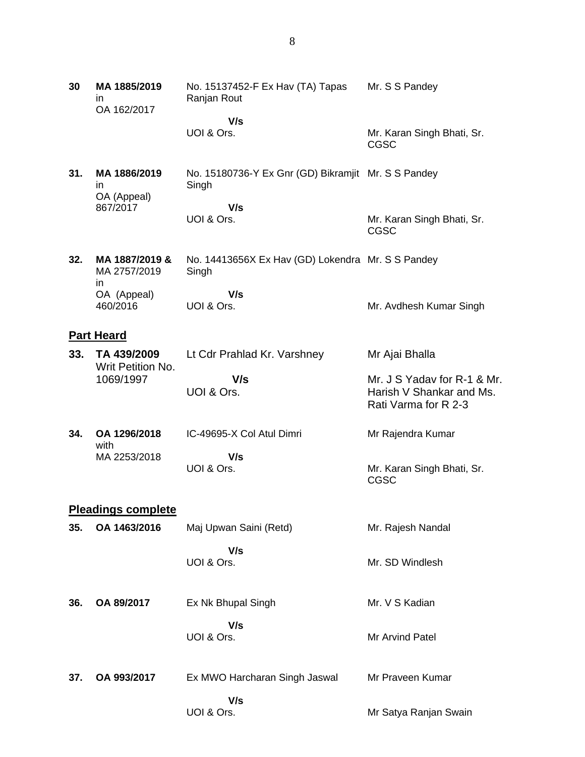| | | | |
|---|---|---|---|
| **30** | **MA 1885/2019** in OA 162/2017 | No. 15137452-F Ex Hav (TA) Tapas Ranjan Rout<br>**V/s**<br>UOI & Ors. | Mr. S S Pandey<br><br>Mr. Karan Singh Bhati, Sr. CGSC |
| **31.** | **MA 1886/2019** in OA (Appeal) 867/2017 | No. 15180736-Y Ex Gnr (GD) Bikramjit Singh<br>**V/s**<br>UOI & Ors. | Mr. S S Pandey<br><br>Mr. Karan Singh Bhati, Sr. CGSC |
| **32.** | **MA 1887/2019 &** MA 2757/2019 in OA (Appeal) 460/2016 | No. 14413656X Ex Hav (GD) Lokendra Singh<br>**V/s**<br>UOI & Ors. | Mr. S S Pandey<br><br>Mr. Avdhesh Kumar Singh |

**Part Heard**

| | | | |
|---|---|---|---|
| **33.** | **TA 439/2009** Writ Petition No. 1069/1997 | Lt Cdr Prahlad Kr. Varshney<br>**V/s**<br>UOI & Ors. | Mr Ajai Bhalla<br><br>Mr. J S Yadav for R-1 & Mr. Harish V Shankar and Ms. Rati Varma for R 2-3 |
| **34.** | **OA 1296/2018** with MA 2253/2018 | IC-49695-X Col Atul Dimri<br>**V/s**<br>UOI & Ors. | Mr Rajendra Kumar<br><br>Mr. Karan Singh Bhati, Sr. CGSC |

**Pleadings complete**

| | | | |
|---|---|---|---|
| **35.** | **OA 1463/2016** | Maj Upwan Saini (Retd)<br>**V/s**<br>UOI & Ors. | Mr. Rajesh Nandal<br><br>Mr. SD Windlesh |
| **36.** | **OA 89/2017** | Ex Nk Bhupal Singh<br>**V/s**<br>UOI & Ors. | Mr. V S Kadian<br><br>Mr Arvind Patel |
| **37.** | **OA 993/2017** | Ex MWO Harcharan Singh Jaswal<br>**V/s**<br>UOI & Ors. | Mr Praveen Kumar<br><br>Mr Satya Ranjan Swain |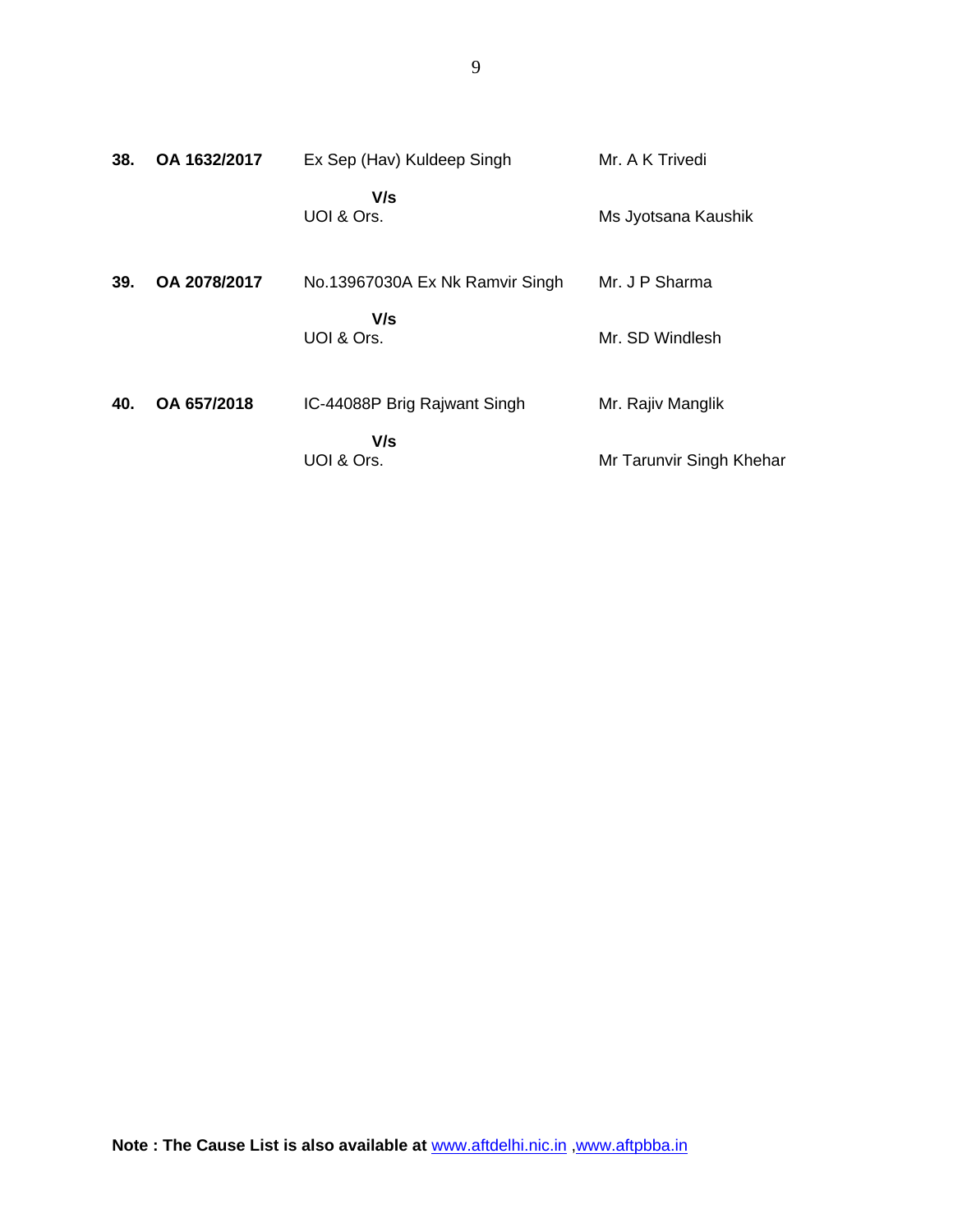| | | | |
|---|---|---|---|
| **38.** | **OA 1632/2017** | Ex Sep (Hav) Kuldeep Singh<br>**V/s**<br>UOI & Ors. | Mr. A K Trivedi<br><br>Ms Jyotsana Kaushik |
| **39.** | **OA 2078/2017** | No.13967030A Ex Nk Ramvir Singh<br>**V/s**<br>UOI & Ors. | Mr. J P Sharma<br><br>Mr. SD Windlesh |
| **40.** | **OA 657/2018** | IC-44088P Brig Rajwant Singh<br>**V/s**<br>UOI & Ors. | Mr. Rajiv Manglik<br><br>Mr Tarunvir Singh Khehar |

**Note : The Cause List is also available at** www.aftdelhi.nic.in ,www.aftpbba.in